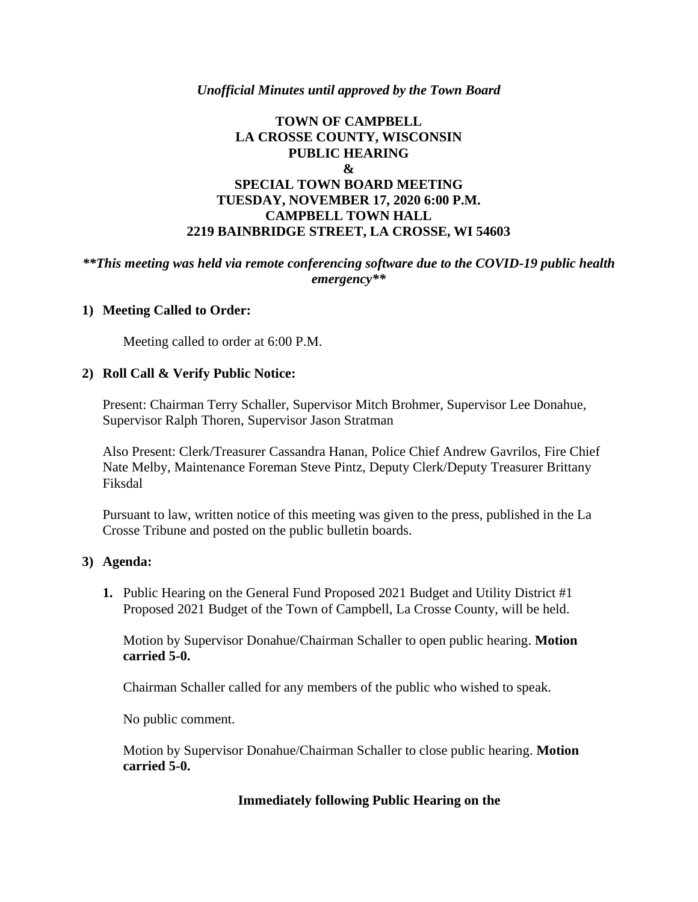*Unofficial Minutes until approved by the Town Board*

# TOWN OF CAMPBELL
# LA CROSSE COUNTY, WISCONSIN
# PUBLIC HEARING
# &
# SPECIAL TOWN BOARD MEETING
# TUESDAY, NOVEMBER 17, 2020 6:00 P.M.
# CAMPBELL TOWN HALL
# 2219 BAINBRIDGE STREET, LA CROSSE, WI 54603

***This meeting was held via remote conferencing software due to the COVID-19 public health emergency***

**1) Meeting Called to Order:**

Meeting called to order at 6:00 P.M.

**2) Roll Call & Verify Public Notice:**

Present: Chairman Terry Schaller, Supervisor Mitch Brohmer, Supervisor Lee Donahue, Supervisor Ralph Thoren, Supervisor Jason Stratman

Also Present: Clerk/Treasurer Cassandra Hanan, Police Chief Andrew Gavrilos, Fire Chief Nate Melby, Maintenance Foreman Steve Pintz, Deputy Clerk/Deputy Treasurer Brittany Fiksdal

Pursuant to law, written notice of this meeting was given to the press, published in the La Crosse Tribune and posted on the public bulletin boards.

**3) Agenda:**

**1.** Public Hearing on the General Fund Proposed 2021 Budget and Utility District #1 Proposed 2021 Budget of the Town of Campbell, La Crosse County, will be held.

Motion by Supervisor Donahue/Chairman Schaller to open public hearing. **Motion carried 5-0.**

Chairman Schaller called for any members of the public who wished to speak.

No public comment.

Motion by Supervisor Donahue/Chairman Schaller to close public hearing. **Motion carried 5-0.**

**Immediately following Public Hearing on the**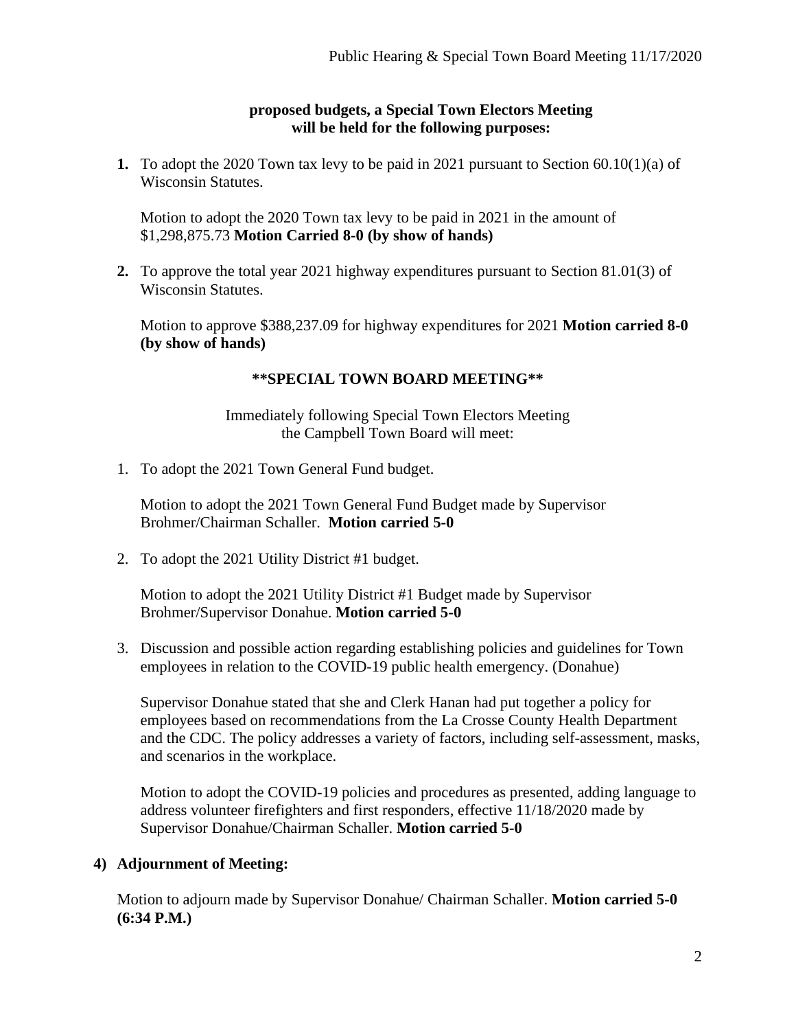**proposed budgets, a Special Town Electors Meeting will be held for the following purposes:**

1. To adopt the 2020 Town tax levy to be paid in 2021 pursuant to Section 60.10(1)(a) of Wisconsin Statutes.

   Motion to adopt the 2020 Town tax levy to be paid in 2021 in the amount of $1,298,875.73 **Motion Carried 8-0 (by show of hands)**

2. To approve the total year 2021 highway expenditures pursuant to Section 81.01(3) of Wisconsin Statutes.

   Motion to approve $388,237.09 for highway expenditures for 2021 **Motion carried 8-0 (by show of hands)**

**\*\*SPECIAL TOWN BOARD MEETING\*\***

Immediately following Special Town Electors Meeting the Campbell Town Board will meet:

1. To adopt the 2021 Town General Fund budget.

   Motion to adopt the 2021 Town General Fund Budget made by Supervisor Brohmer/Chairman Schaller. **Motion carried 5-0**

2. To adopt the 2021 Utility District #1 budget.

   Motion to adopt the 2021 Utility District #1 Budget made by Supervisor Brohmer/Supervisor Donahue. **Motion carried 5-0**

3. Discussion and possible action regarding establishing policies and guidelines for Town employees in relation to the COVID-19 public health emergency. (Donahue)

   Supervisor Donahue stated that she and Clerk Hanan had put together a policy for employees based on recommendations from the La Crosse County Health Department and the CDC. The policy addresses a variety of factors, including self-assessment, masks, and scenarios in the workplace.

   Motion to adopt the COVID-19 policies and procedures as presented, adding language to address volunteer firefighters and first responders, effective 11/18/2020 made by Supervisor Donahue/Chairman Schaller. **Motion carried 5-0**

**4) Adjournment of Meeting:**

Motion to adjourn made by Supervisor Donahue/ Chairman Schaller. **Motion carried 5-0 (6:34 P.M.)**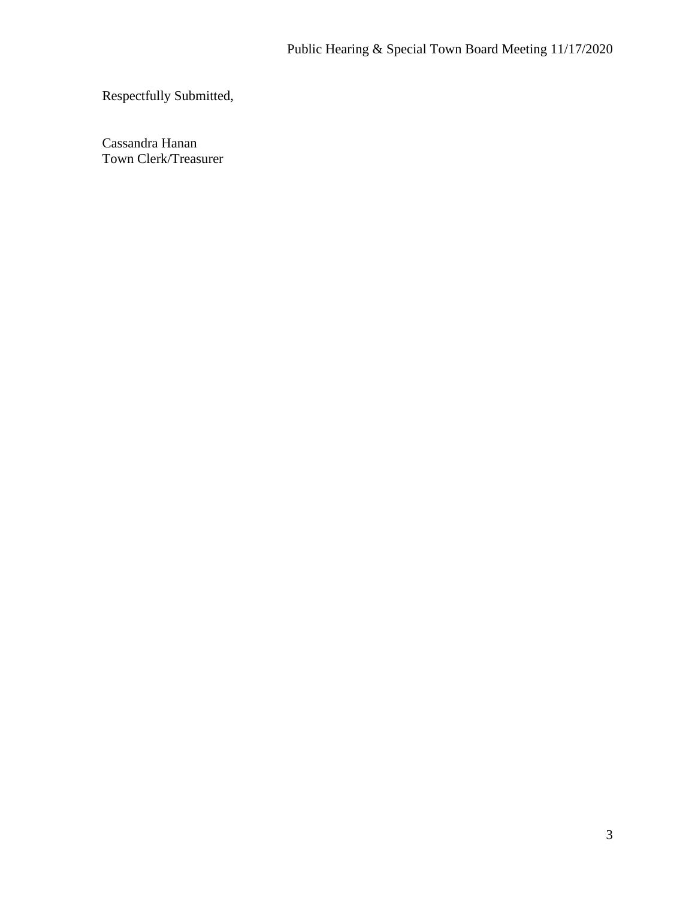Respectfully Submitted,

Cassandra Hanan
Town Clerk/Treasurer